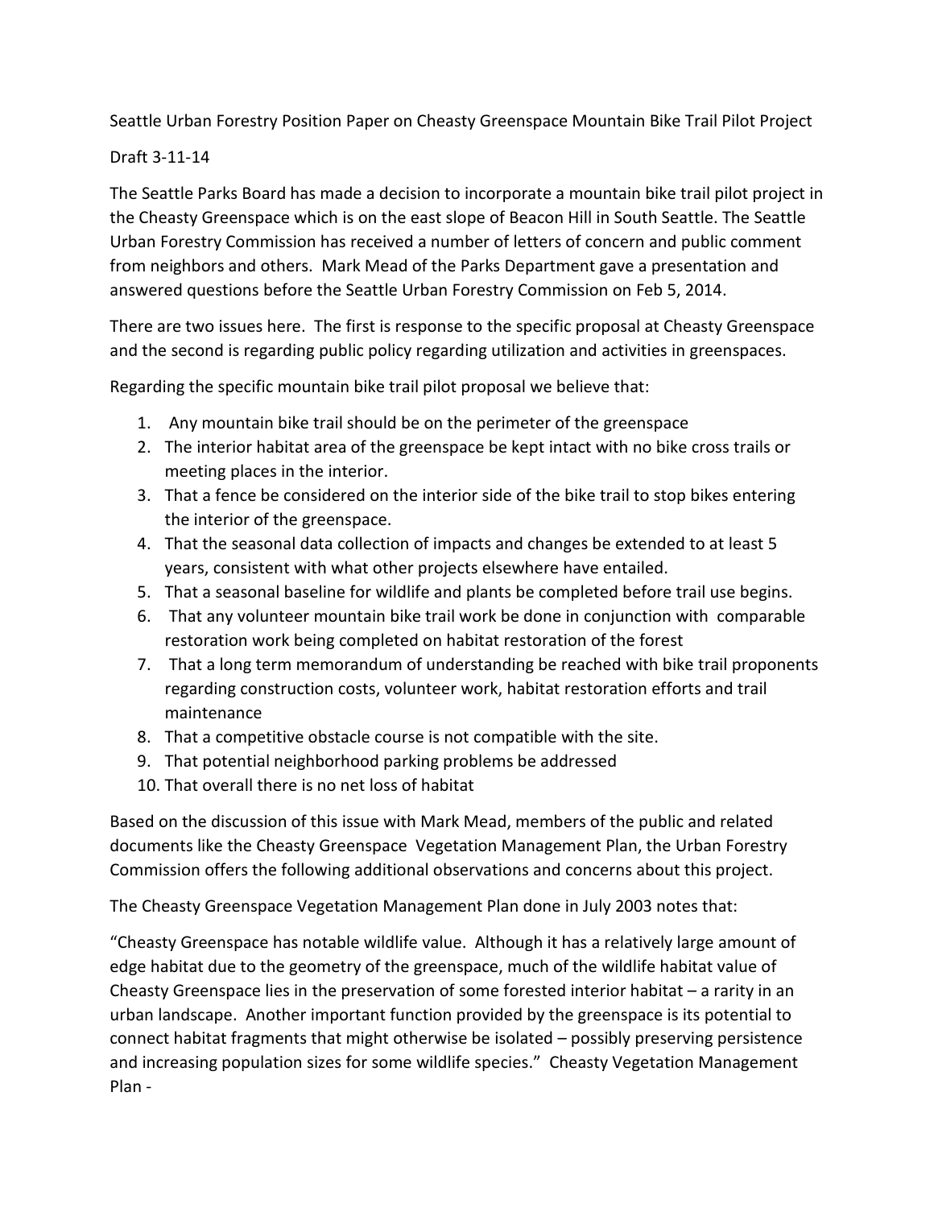Seattle Urban Forestry Position Paper on Cheasty Greenspace Mountain Bike Trail Pilot Project

Draft 3-11-14

The Seattle Parks Board has made a decision to incorporate a mountain bike trail pilot project in the Cheasty Greenspace which is on the east slope of Beacon Hill in South Seattle. The Seattle Urban Forestry Commission has received a number of letters of concern and public comment from neighbors and others. Mark Mead of the Parks Department gave a presentation and answered questions before the Seattle Urban Forestry Commission on Feb 5, 2014.

There are two issues here. The first is response to the specific proposal at Cheasty Greenspace and the second is regarding public policy regarding utilization and activities in greenspaces.

Regarding the specific mountain bike trail pilot proposal we believe that:

1. Any mountain bike trail should be on the perimeter of the greenspace
2. The interior habitat area of the greenspace be kept intact with no bike cross trails or meeting places in the interior.
3. That a fence be considered on the interior side of the bike trail to stop bikes entering the interior of the greenspace.
4. That the seasonal data collection of impacts and changes be extended to at least 5 years, consistent with what other projects elsewhere have entailed.
5. That a seasonal baseline for wildlife and plants be completed before trail use begins.
6. That any volunteer mountain bike trail work be done in conjunction with comparable restoration work being completed on habitat restoration of the forest
7. That a long term memorandum of understanding be reached with bike trail proponents regarding construction costs, volunteer work, habitat restoration efforts and trail maintenance
8. That a competitive obstacle course is not compatible with the site.
9. That potential neighborhood parking problems be addressed
10. That overall there is no net loss of habitat

Based on the discussion of this issue with Mark Mead, members of the public and related documents like the Cheasty Greenspace Vegetation Management Plan, the Urban Forestry Commission offers the following additional observations and concerns about this project.

The Cheasty Greenspace Vegetation Management Plan done in July 2003 notes that:

"Cheasty Greenspace has notable wildlife value. Although it has a relatively large amount of edge habitat due to the geometry of the greenspace, much of the wildlife habitat value of Cheasty Greenspace lies in the preservation of some forested interior habitat – a rarity in an urban landscape. Another important function provided by the greenspace is its potential to connect habitat fragments that might otherwise be isolated – possibly preserving persistence and increasing population sizes for some wildlife species." Cheasty Vegetation Management Plan -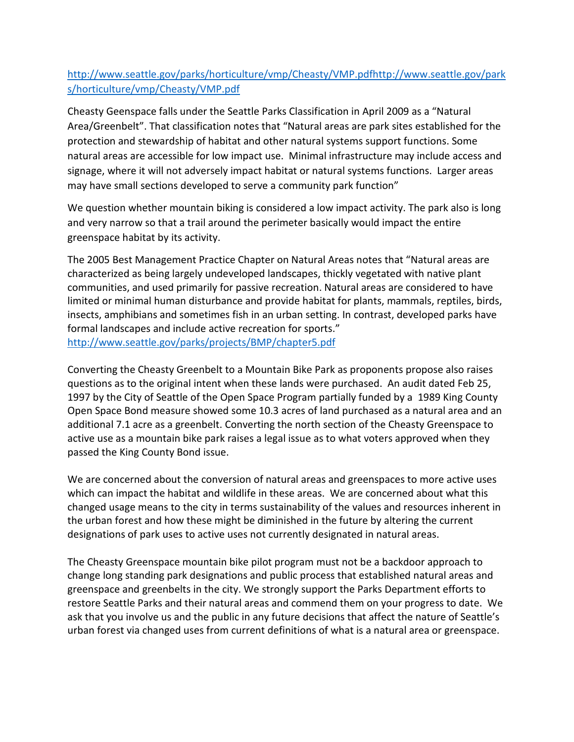http://www.seattle.gov/parks/horticulture/vmp/Cheasty/VMP.pdfhttp://www.seattle.gov/parks/horticulture/vmp/Cheasty/VMP.pdf

Cheasty Geenspace falls under the Seattle Parks Classification in April 2009 as a "Natural Area/Greenbelt". That classification notes that "Natural areas are park sites established for the protection and stewardship of habitat and other natural systems support functions. Some natural areas are accessible for low impact use. Minimal infrastructure may include access and signage, where it will not adversely impact habitat or natural systems functions. Larger areas may have small sections developed to serve a community park function"

We question whether mountain biking is considered a low impact activity. The park also is long and very narrow so that a trail around the perimeter basically would impact the entire greenspace habitat by its activity.

The 2005 Best Management Practice Chapter on Natural Areas notes that "Natural areas are characterized as being largely undeveloped landscapes, thickly vegetated with native plant communities, and used primarily for passive recreation. Natural areas are considered to have limited or minimal human disturbance and provide habitat for plants, mammals, reptiles, birds, insects, amphibians and sometimes fish in an urban setting. In contrast, developed parks have formal landscapes and include active recreation for sports."
http://www.seattle.gov/parks/projects/BMP/chapter5.pdf

Converting the Cheasty Greenbelt to a Mountain Bike Park as proponents propose also raises questions as to the original intent when these lands were purchased. An audit dated Feb 25, 1997 by the City of Seattle of the Open Space Program partially funded by a 1989 King County Open Space Bond measure showed some 10.3 acres of land purchased as a natural area and an additional 7.1 acre as a greenbelt. Converting the north section of the Cheasty Greenspace to active use as a mountain bike park raises a legal issue as to what voters approved when they passed the King County Bond issue.

We are concerned about the conversion of natural areas and greenspaces to more active uses which can impact the habitat and wildlife in these areas. We are concerned about what this changed usage means to the city in terms sustainability of the values and resources inherent in the urban forest and how these might be diminished in the future by altering the current designations of park uses to active uses not currently designated in natural areas.

The Cheasty Greenspace mountain bike pilot program must not be a backdoor approach to change long standing park designations and public process that established natural areas and greenspace and greenbelts in the city. We strongly support the Parks Department efforts to restore Seattle Parks and their natural areas and commend them on your progress to date. We ask that you involve us and the public in any future decisions that affect the nature of Seattle's urban forest via changed uses from current definitions of what is a natural area or greenspace.